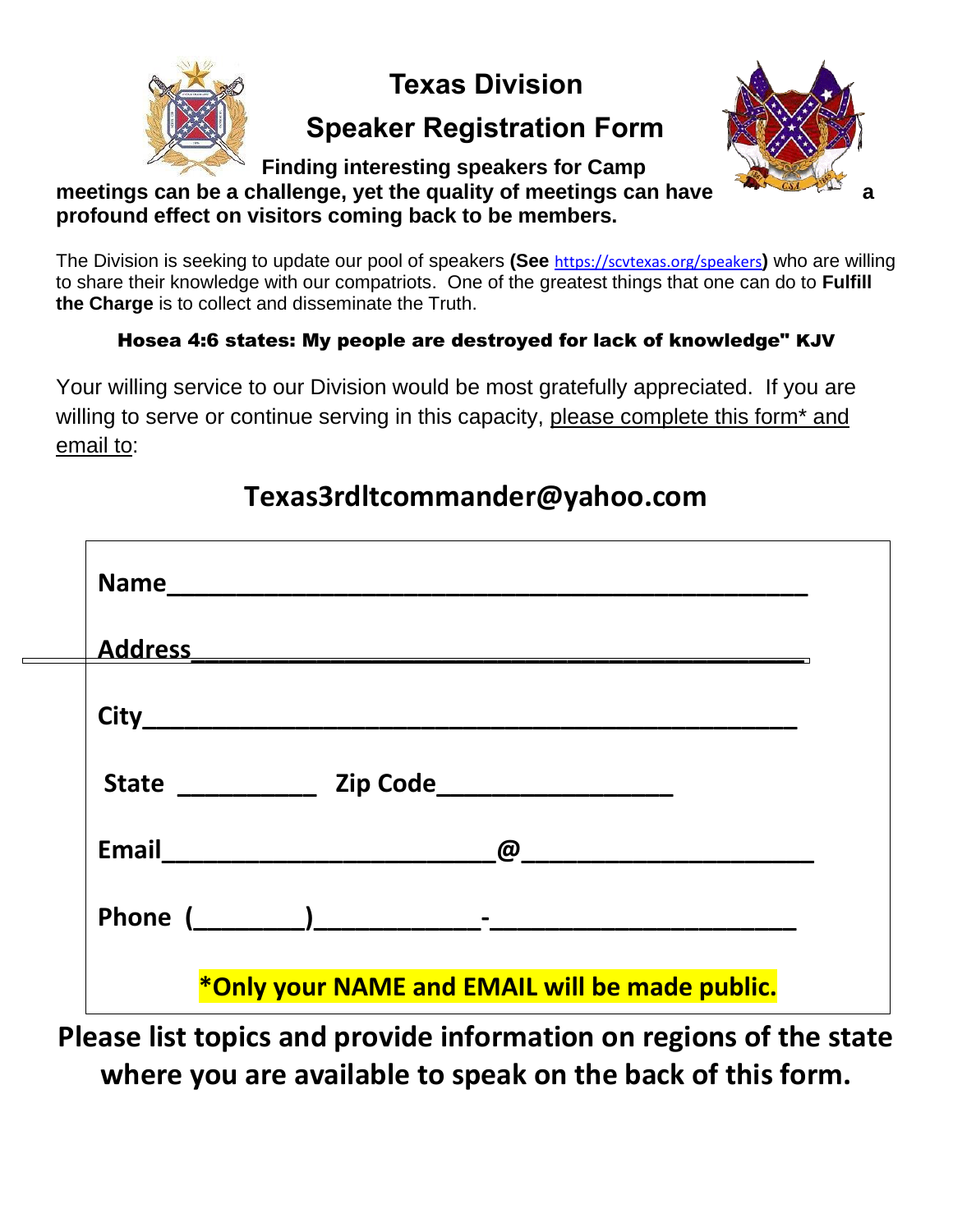# Texas Division

## Speaker Registration Form

**Finding interesting speakers for Camp meetings can be a challenge, yet the quality of meetings can have a profound effect on visitors coming back to be members.**

The Division is seeking to update our pool of speakers **(See** https://scvtexas.org/speakers**)** who are willing to share their knowledge with our compatriots. One of the greatest things that one can do to **Fulfill the Charge** is to collect and disseminate the Truth.

**Hosea 4:6 states: My people are destroyed for lack of knowledge" KJV**

Your willing service to our Division would be most gratefully appreciated. If you are willing to serve or continue serving in this capacity, please complete this form* and email to:

**Texas3rdltcommander@yahoo.com**

**Name**_____________________________________________

**Address**___________________________________________

**City**______________________________________________

**State** __________ **Zip Code**_________________

**Email**_______________________**@**___________________

**Phone** (________)____________-______________________

***Only your NAME and EMAIL will be made public.**

**Please list topics and provide information on regions of the state where you are available to speak on the back of this form.**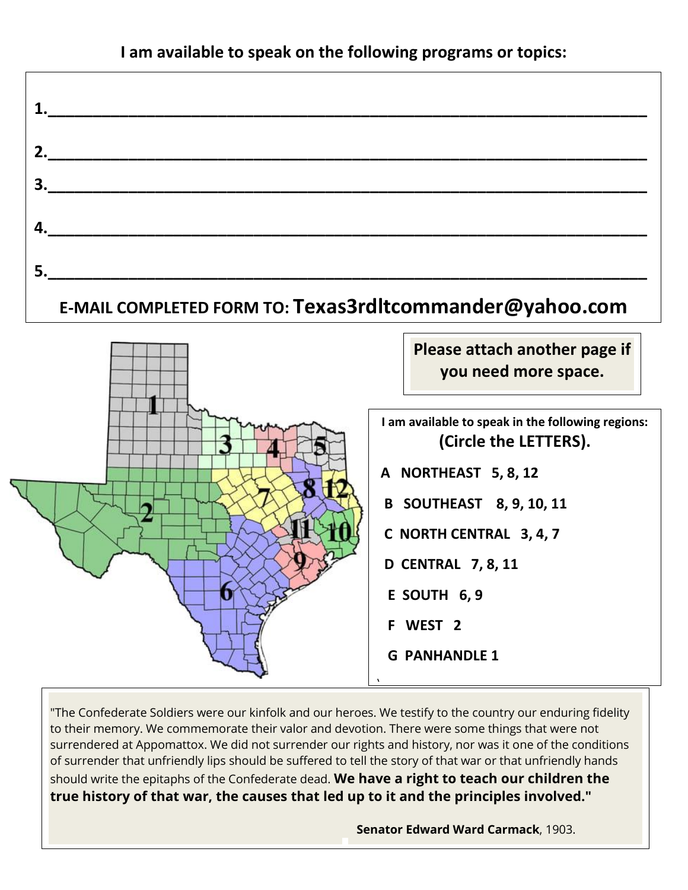**I am available to speak on the following programs or topics:**

1.________________________________________________________________

2.________________________________________________________________

3.________________________________________________________________

4.________________________________________________________________

5.________________________________________________________________

**E-MAIL COMPLETED FORM TO: Texas3rdltcommander@yahoo.com**

**Please attach another page if you need more space.**

1

3

4

5

2

7

8

12

11

10

9

6

**I am available to speak in the following regions:**
**(Circle the LETTERS).**

**A NORTHEAST 5, 8, 12**

**B SOUTHEAST 8, 9, 10, 11**

**C NORTH CENTRAL 3, 4, 7**

**D CENTRAL 7, 8, 11**

**E SOUTH 6, 9**

**F WEST 2**

**G PANHANDLE 1**

"The Confederate Soldiers were our kinfolk and our heroes. We testify to the country our enduring fidelity to their memory. We commemorate their valor and devotion. There were some things that were not surrendered at Appomattox. We did not surrender our rights and history, nor was it one of the conditions of surrender that unfriendly lips should be suffered to tell the story of that war or that unfriendly hands should write the epitaphs of the Confederate dead. **We have a right to teach our children the true history of that war, the causes that led up to it and the principles involved."**

**Senator Edward Ward Carmack**, 1903.